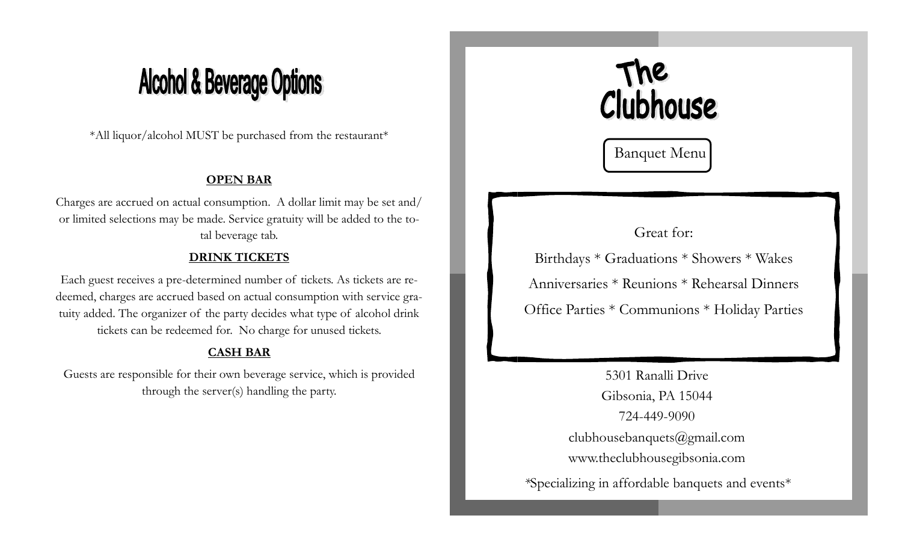# Alcohol & Beverage Options

*All liquor/alcohol MUST be purchased from the restaurant*

**OPEN BAR**

Charges are accrued on actual consumption. A dollar limit may be set and/or limited selections may be made. Service gratuity will be added to the total beverage tab.

**DRINK TICKETS**

Each guest receives a pre-determined number of tickets. As tickets are redeemed, charges are accrued based on actual consumption with service gratuity added. The organizer of the party decides what type of alcohol drink tickets can be redeemed for. No charge for unused tickets.

**CASH BAR**

Guests are responsible for their own beverage service, which is provided through the server(s) handling the party.

# The Clubhouse

Banquet Menu

Great for:

Birthdays * Graduations * Showers * Wakes

Anniversaries * Reunions * Rehearsal Dinners

Office Parties * Communions * Holiday Parties

5301 Ranalli Drive

Gibsonia, PA 15044

724-449-9090

clubhousebanquets@gmail.com

www.theclubhousegibsonia.com

*Specializing in affordable banquets and events*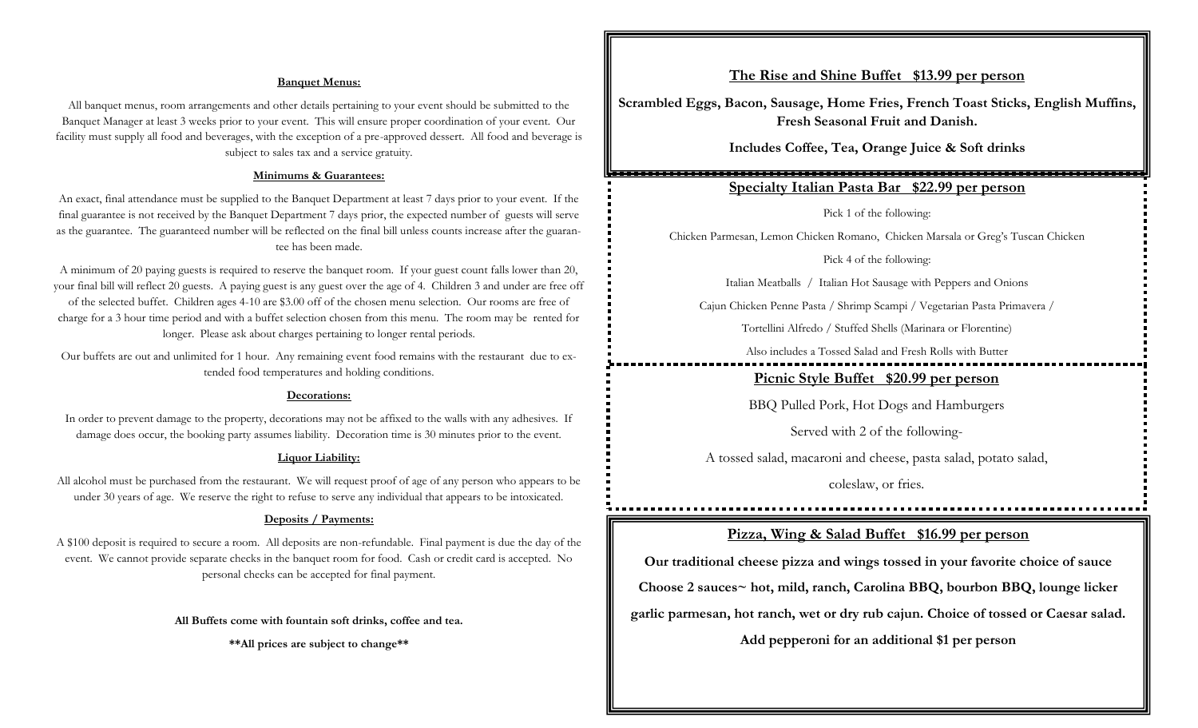### Banquet Menus:

All banquet menus, room arrangements and other details pertaining to your event should be submitted to the Banquet Manager at least 3 weeks prior to your event. This will ensure proper coordination of your event. Our facility must supply all food and beverages, with the exception of a pre-approved dessert. All food and beverage is subject to sales tax and a service gratuity.

### Minimums & Guarantees:

An exact, final attendance must be supplied to the Banquet Department at least 7 days prior to your event. If the final guarantee is not received by the Banquet Department 7 days prior, the expected number of guests will serve as the guarantee. The guaranteed number will be reflected on the final bill unless counts increase after the guarantee has been made.

A minimum of 20 paying guests is required to reserve the banquet room. If your guest count falls lower than 20, your final bill will reflect 20 guests. A paying guest is any guest over the age of 4. Children 3 and under are free off of the selected buffet. Children ages 4-10 are $3.00 off of the chosen menu selection. Our rooms are free of charge for a 3 hour time period and with a buffet selection chosen from this menu. The room may be rented for longer. Please ask about charges pertaining to longer rental periods.

Our buffets are out and unlimited for 1 hour. Any remaining event food remains with the restaurant due to extended food temperatures and holding conditions.

### Decorations:

In order to prevent damage to the property, decorations may not be affixed to the walls with any adhesives. If damage does occur, the booking party assumes liability. Decoration time is 30 minutes prior to the event.

### Liquor Liability:

All alcohol must be purchased from the restaurant. We will request proof of age of any person who appears to be under 30 years of age. We reserve the right to refuse to serve any individual that appears to be intoxicated.

### Deposits / Payments:

A $100 deposit is required to secure a room. All deposits are non-refundable. Final payment is due the day of the event. We cannot provide separate checks in the banquet room for food. Cash or credit card is accepted. No personal checks can be accepted for final payment.

**All Buffets come with fountain soft drinks, coffee and tea.**

**\*\*All prices are subject to change\*\***

## The Rise and Shine Buffet $13.99 per person

**Scrambled Eggs, Bacon, Sausage, Home Fries, French Toast Sticks, English Muffins, Fresh Seasonal Fruit and Danish.**

**Includes Coffee, Tea, Orange Juice & Soft drinks**

## Specialty Italian Pasta Bar $22.99 per person

Pick 1 of the following:

Chicken Parmesan, Lemon Chicken Romano, Chicken Marsala or Greg's Tuscan Chicken

Pick 4 of the following:

Italian Meatballs / Italian Hot Sausage with Peppers and Onions

Cajun Chicken Penne Pasta / Shrimp Scampi / Vegetarian Pasta Primavera /

Tortellini Alfredo / Stuffed Shells (Marinara or Florentine)

Also includes a Tossed Salad and Fresh Rolls with Butter

## Picnic Style Buffet $20.99 per person

BBQ Pulled Pork, Hot Dogs and Hamburgers

Served with 2 of the following-

A tossed salad, macaroni and cheese, pasta salad, potato salad,

coleslaw, or fries.

## Pizza, Wing & Salad Buffet $16.99 per person

**Our traditional cheese pizza and wings tossed in your favorite choice of sauce**

**Choose 2 sauces~ hot, mild, ranch, Carolina BBQ, bourbon BBQ, lounge licker garlic parmesan, hot ranch, wet or dry rub cajun. Choice of tossed or Caesar salad.**

**Add pepperoni for an additional $1 per person**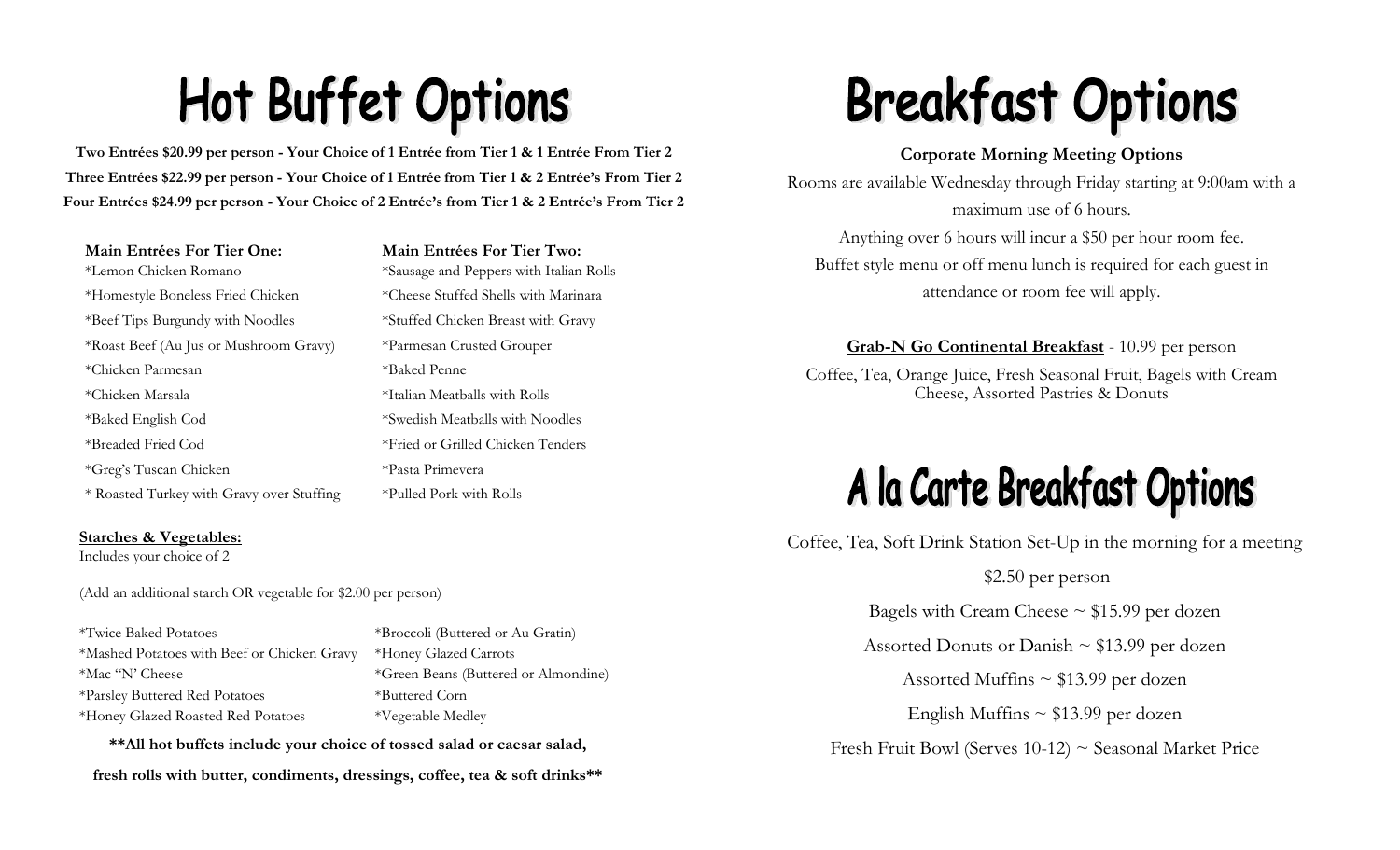# Hot Buffet Options

**Two Entrées $20.99 per person - Your Choice of 1 Entrée from Tier 1 & 1 Entrée From Tier 2**
**Three Entrées $22.99 per person - Your Choice of 1 Entrée from Tier 1 & 2 Entrée's From Tier 2**
**Four Entrées $24.99 per person - Your Choice of 2 Entrée's from Tier 1 & 2 Entrée's From Tier 2**

**Main Entrées For Tier One:**

*Lemon Chicken Romano
*Homestyle Boneless Fried Chicken
*Beef Tips Burgundy with Noodles
*Roast Beef (Au Jus or Mushroom Gravy)
*Chicken Parmesan
*Chicken Marsala
*Baked English Cod
*Breaded Fried Cod
*Greg's Tuscan Chicken
* Roasted Turkey with Gravy over Stuffing

**Main Entrées For Tier Two:**

*Sausage and Peppers with Italian Rolls
*Cheese Stuffed Shells with Marinara
*Stuffed Chicken Breast with Gravy
*Parmesan Crusted Grouper
*Baked Penne
*Italian Meatballs with Rolls
*Swedish Meatballs with Noodles
*Fried or Grilled Chicken Tenders
*Pasta Primevera
*Pulled Pork with Rolls

**Starches & Vegetables:**
Includes your choice of 2

(Add an additional starch OR vegetable for $2.00 per person)

*Twice Baked Potatoes
*Mashed Potatoes with Beef or Chicken Gravy
*Mac "N' Cheese
*Parsley Buttered Red Potatoes
*Honey Glazed Roasted Red Potatoes

*Broccoli (Buttered or Au Gratin)
*Honey Glazed Carrots
*Green Beans (Buttered or Almondine)
*Buttered Corn
*Vegetable Medley

**\*\*All hot buffets include your choice of tossed salad or caesar salad, fresh rolls with butter, condiments, dressings, coffee, tea & soft drinks\*\***

# Breakfast Options

**Corporate Morning Meeting Options**

Rooms are available Wednesday through Friday starting at 9:00am with a maximum use of 6 hours.
Anything over 6 hours will incur a $50 per hour room fee.
Buffet style menu or off menu lunch is required for each guest in attendance or room fee will apply.

**Grab-N Go Continental Breakfast** - 10.99 per person

Coffee, Tea, Orange Juice, Fresh Seasonal Fruit, Bagels with Cream Cheese, Assorted Pastries & Donuts

# A la Carte Breakfast Options

Coffee, Tea, Soft Drink Station Set-Up in the morning for a meeting
$2.50 per person

Bagels with Cream Cheese ~ $15.99 per dozen

Assorted Donuts or Danish ~ $13.99 per dozen

Assorted Muffins ~ $13.99 per dozen

English Muffins ~ $13.99 per dozen

Fresh Fruit Bowl (Serves 10-12) ~ Seasonal Market Price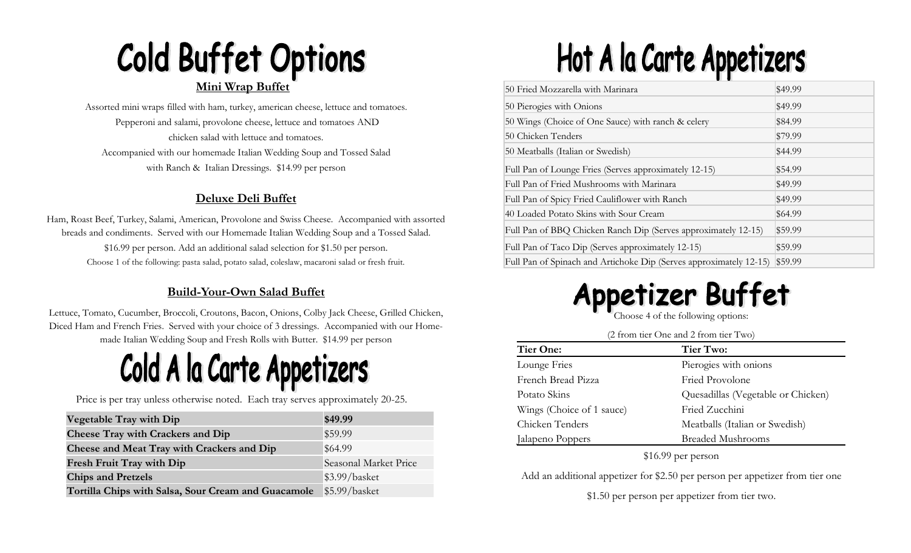# Cold Buffet Options

## Mini Wrap Buffet

Assorted mini wraps filled with ham, turkey, american cheese, lettuce and tomatoes.
Pepperoni and salami, provolone cheese, lettuce and tomatoes AND
chicken salad with lettuce and tomatoes.
Accompanied with our homemade Italian Wedding Soup and Tossed Salad
with Ranch & Italian Dressings. $14.99 per person

## Deluxe Deli Buffet

Ham, Roast Beef, Turkey, Salami, American, Provolone and Swiss Cheese. Accompanied with assorted breads and condiments. Served with our Homemade Italian Wedding Soup and a Tossed Salad.
$16.99 per person. Add an additional salad selection for $1.50 per person.
Choose 1 of the following: pasta salad, potato salad, coleslaw, macaroni salad or fresh fruit.

## Build-Your-Own Salad Buffet

Lettuce, Tomato, Cucumber, Broccoli, Croutons, Bacon, Onions, Colby Jack Cheese, Grilled Chicken, Diced Ham and French Fries. Served with your choice of 3 dressings. Accompanied with our Homemade Italian Wedding Soup and Fresh Rolls with Butter. $14.99 per person

# Cold A la Carte Appetizers

Price is per tray unless otherwise noted. Each tray serves approximately 20-25.

| | |
|---|---|
| **Vegetable Tray with Dip** | **$49.99** |
| **Cheese Tray with Crackers and Dip** | $59.99 |
| **Cheese and Meat Tray with Crackers and Dip** | $64.99 |
| **Fresh Fruit Tray with Dip** | Seasonal Market Price |
| **Chips and Pretzels** | $3.99/basket |
| **Tortilla Chips with Salsa, Sour Cream and Guacamole** | $5.99/basket |

# Hot A la Carte Appetizers

| | |
|---|---|
| 50 Fried Mozzarella with Marinara | $49.99 |
| 50 Pierogies with Onions | $49.99 |
| 50 Wings (Choice of One Sauce) with ranch & celery | $84.99 |
| 50 Chicken Tenders | $79.99 |
| 50 Meatballs (Italian or Swedish) | $44.99 |
| Full Pan of Lounge Fries (Serves approximately 12-15) | $54.99 |
| Full Pan of Fried Mushrooms with Marinara | $49.99 |
| Full Pan of Spicy Fried Cauliflower with Ranch | $49.99 |
| 40 Loaded Potato Skins with Sour Cream | $64.99 |
| Full Pan of BBQ Chicken Ranch Dip (Serves approximately 12-15) | $59.99 |
| Full Pan of Taco Dip (Serves approximately 12-15) | $59.99 |
| Full Pan of Spinach and Artichoke Dip (Serves approximately 12-15) | $59.99 |

# Appetizer Buffet

Choose 4 of the following options:

(2 from tier One and 2 from tier Two)

| Tier One: | Tier Two: |
|---|---|
| Lounge Fries | Pierogies with onions |
| French Bread Pizza | Fried Provolone |
| Potato Skins | Quesadillas (Vegetable or Chicken) |
| Wings (Choice of 1 sauce) | Fried Zucchini |
| Chicken Tenders | Meatballs (Italian or Swedish) |
| Jalapeno Poppers | Breaded Mushrooms |

$16.99 per person

Add an additional appetizer for $2.50 per person per appetizer from tier one

$1.50 per person per appetizer from tier two.